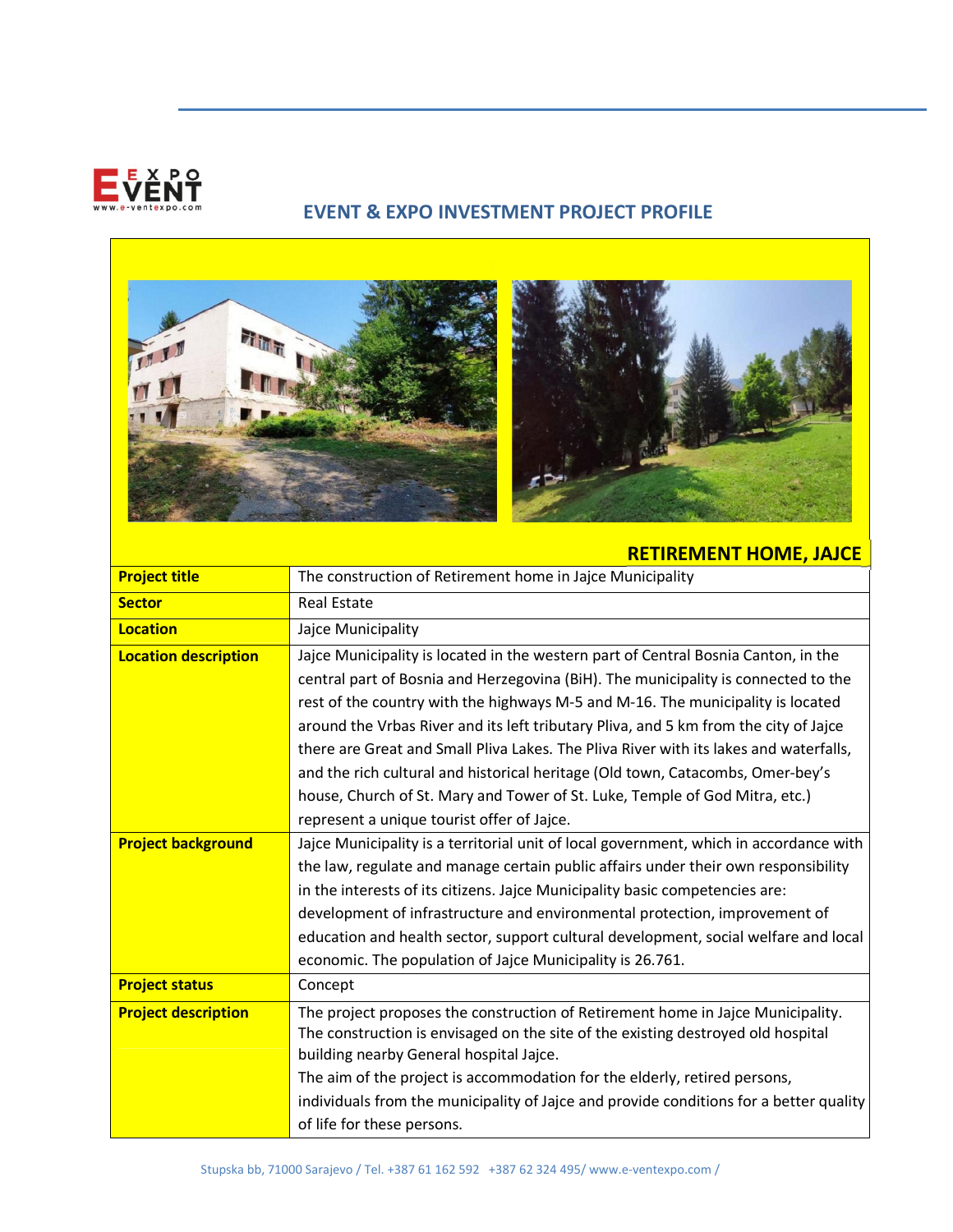## EVENT & EXPO INVESTMENT PROJECT PROFILE

### RETIREMENT HOME, JAJCE

| | |
|---|---|
| **Project title** | The construction of Retirement home in Jajce Municipality |
| **Sector** | Real Estate |
| **Location** | Jajce Municipality |
| **Location description** | Jajce Municipality is located in the western part of Central Bosnia Canton, in the central part of Bosnia and Herzegovina (BiH). The municipality is connected to the rest of the country with the highways M-5 and M-16. The municipality is located around the Vrbas River and its left tributary Pliva, and 5 km from the city of Jajce there are Great and Small Pliva Lakes. The Pliva River with its lakes and waterfalls, and the rich cultural and historical heritage (Old town, Catacombs, Omer-bey's house, Church of St. Mary and Tower of St. Luke, Temple of God Mitra, etc.) represent a unique tourist offer of Jajce. |
| **Project background** | Jajce Municipality is a territorial unit of local government, which in accordance with the law, regulate and manage certain public affairs under their own responsibility in the interests of its citizens. Jajce Municipality basic competencies are: development of infrastructure and environmental protection, improvement of education and health sector, support cultural development, social welfare and local economic. The population of Jajce Municipality is 26.761. |
| **Project status** | Concept |
| **Project description** | The project proposes the construction of Retirement home in Jajce Municipality. The construction is envisaged on the site of the existing destroyed old hospital building nearby General hospital Jajce.<br>The aim of the project is accommodation for the elderly, retired persons, individuals from the municipality of Jajce and provide conditions for a better quality of life for these persons. |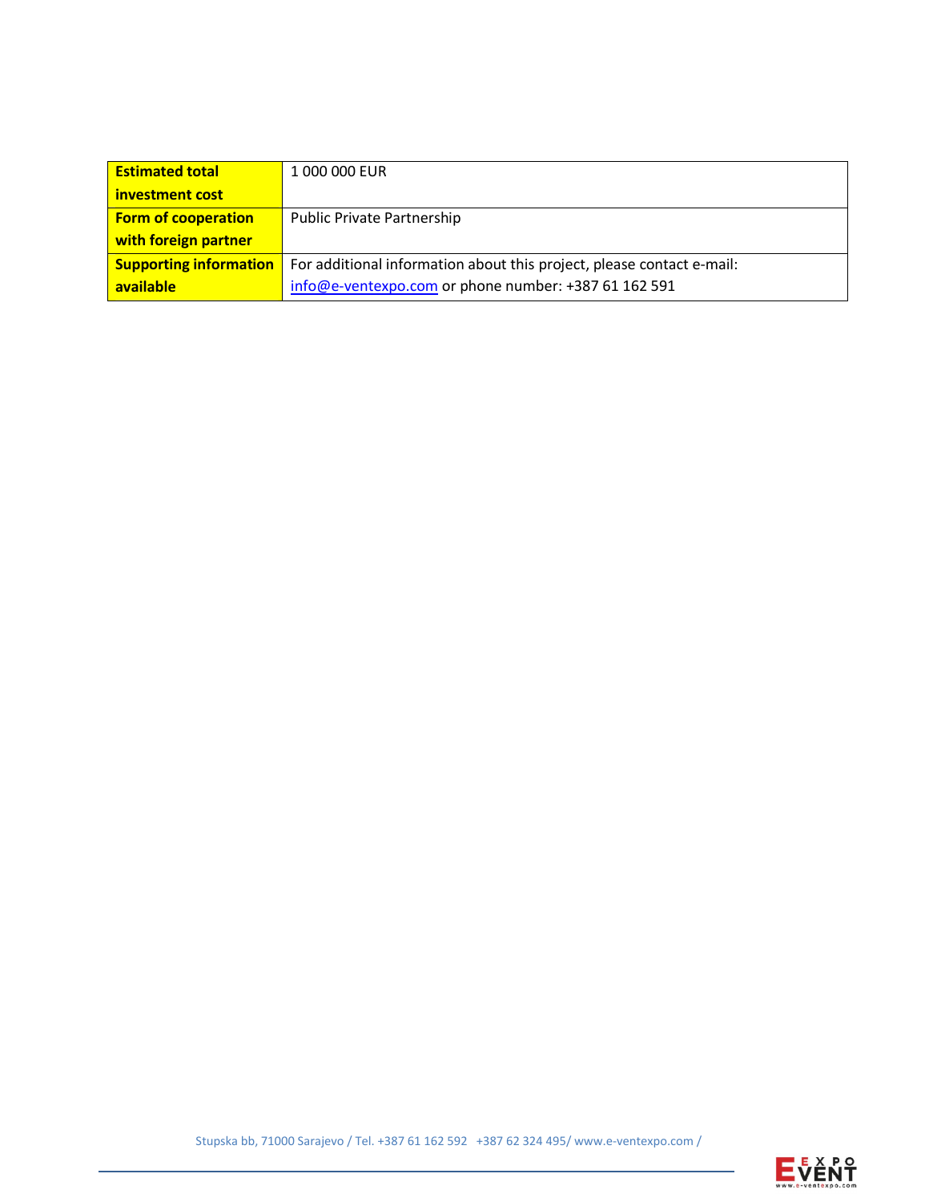| | |
|---|---|
| **Estimated total investment cost** | 1 000 000 EUR |
| **Form of cooperation with foreign partner** | Public Private Partnership |
| **Supporting information available** | For additional information about this project, please contact e-mail: info@e-ventexpo.com or phone number: +387 61 162 591 |